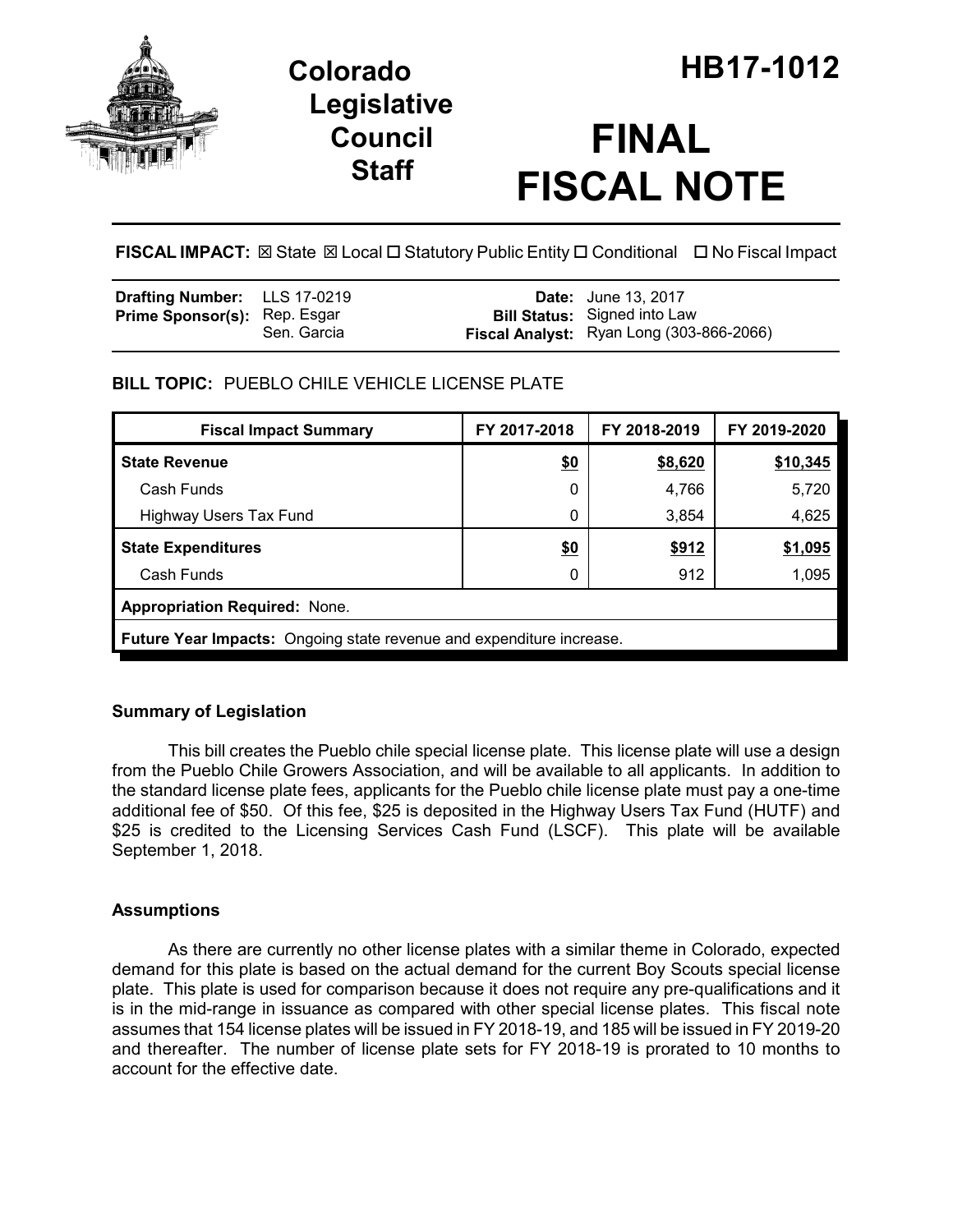# Colorado Legislative Council Staff

# HB17-1012

# FINAL FISCAL NOTE

**FISCAL IMPACT:** ☒ State ☒ Local ☐ Statutory Public Entity ☐ Conditional ☐ No Fiscal Impact

| | | | |
|---|---|---|---|
| **Drafting Number:** | LLS 17-0219 | **Date:** | June 13, 2017 |
| **Prime Sponsor(s):** | Rep. Esgar<br>Sen. Garcia | **Bill Status:** | Signed into Law |
| | | **Fiscal Analyst:** | Ryan Long (303-866-2066) |

**BILL TOPIC:** PUEBLO CHILE VEHICLE LICENSE PLATE

| Fiscal Impact Summary | FY 2017-2018 | FY 2018-2019 | FY 2019-2020 |
|---|---|---|---|
| **State Revenue** | **$0** | **$8,620** | **$10,345** |
| Cash Funds | 0 | 4,766 | 5,720 |
| Highway Users Tax Fund | 0 | 3,854 | 4,625 |
| **State Expenditures** | **$0** | **$912** | **$1,095** |
| Cash Funds | 0 | 912 | 1,095 |
| **Appropriation Required:** None. | | | |
| **Future Year Impacts:** Ongoing state revenue and expenditure increase. | | | |

## Summary of Legislation

This bill creates the Pueblo chile special license plate. This license plate will use a design from the Pueblo Chile Growers Association, and will be available to all applicants. In addition to the standard license plate fees, applicants for the Pueblo chile license plate must pay a one-time additional fee of $50. Of this fee, $25 is deposited in the Highway Users Tax Fund (HUTF) and $25 is credited to the Licensing Services Cash Fund (LSCF). This plate will be available September 1, 2018.

## Assumptions

As there are currently no other license plates with a similar theme in Colorado, expected demand for this plate is based on the actual demand for the current Boy Scouts special license plate. This plate is used for comparison because it does not require any pre-qualifications and it is in the mid-range in issuance as compared with other special license plates. This fiscal note assumes that 154 license plates will be issued in FY 2018-19, and 185 will be issued in FY 2019-20 and thereafter. The number of license plate sets for FY 2018-19 is prorated to 10 months to account for the effective date.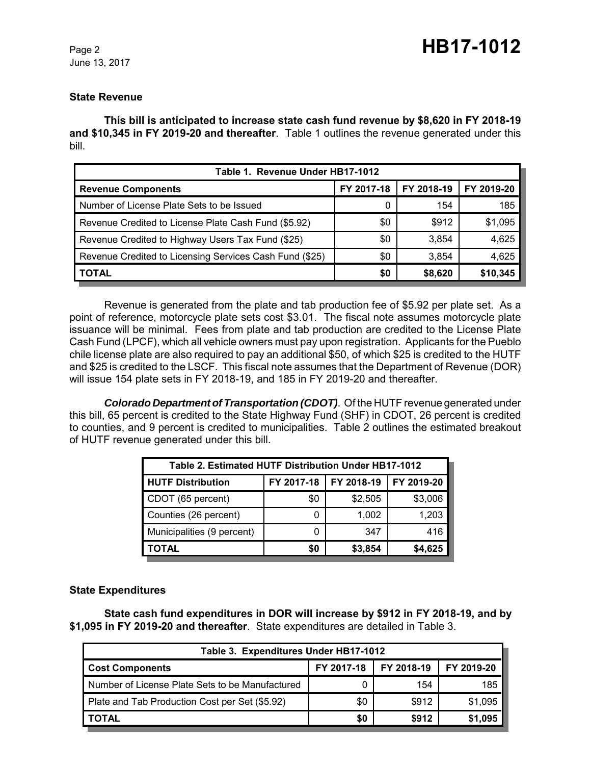### State Revenue

**This bill is anticipated to increase state cash fund revenue by $8,620 in FY 2018-19 and $10,345 in FY 2019-20 and thereafter**. Table 1 outlines the revenue generated under this bill.

| Table 1. Revenue Under HB17-1012 | | | |
|---|---|---|---|
| **Revenue Components** | **FY 2017-18** | **FY 2018-19** | **FY 2019-20** |
| Number of License Plate Sets to be Issued | 0 | 154 | 185 |
| Revenue Credited to License Plate Cash Fund ($5.92) | $0 | $912 | $1,095 |
| Revenue Credited to Highway Users Tax Fund ($25) | $0 | 3,854 | 4,625 |
| Revenue Credited to Licensing Services Cash Fund ($25) | $0 | 3,854 | 4,625 |
| **TOTAL** | **$0** | **$8,620** | **$10,345** |

Revenue is generated from the plate and tab production fee of $5.92 per plate set. As a point of reference, motorcycle plate sets cost $3.01. The fiscal note assumes motorcycle plate issuance will be minimal. Fees from plate and tab production are credited to the License Plate Cash Fund (LPCF), which all vehicle owners must pay upon registration. Applicants for the Pueblo chile license plate are also required to pay an additional $50, of which $25 is credited to the HUTF and $25 is credited to the LSCF. This fiscal note assumes that the Department of Revenue (DOR) will issue 154 plate sets in FY 2018-19, and 185 in FY 2019-20 and thereafter.

***Colorado Department of Transportation (CDOT)***. Of the HUTF revenue generated under this bill, 65 percent is credited to the State Highway Fund (SHF) in CDOT, 26 percent is credited to counties, and 9 percent is credited to municipalities. Table 2 outlines the estimated breakout of HUTF revenue generated under this bill.

| Table 2. Estimated HUTF Distribution Under HB17-1012 | | | |
|---|---|---|---|
| **HUTF Distribution** | **FY 2017-18** | **FY 2018-19** | **FY 2019-20** |
| CDOT (65 percent) | $0 | $2,505 | $3,006 |
| Counties (26 percent) | 0 | 1,002 | 1,203 |
| Municipalities (9 percent) | 0 | 347 | 416 |
| **TOTAL** | **$0** | **$3,854** | **$4,625** |

### State Expenditures

**State cash fund expenditures in DOR will increase by $912 in FY 2018-19, and by $1,095 in FY 2019-20 and thereafter**. State expenditures are detailed in Table 3.

| Table 3. Expenditures Under HB17-1012 | | | |
|---|---|---|---|
| **Cost Components** | **FY 2017-18** | **FY 2018-19** | **FY 2019-20** |
| Number of License Plate Sets to be Manufactured | 0 | 154 | 185 |
| Plate and Tab Production Cost per Set ($5.92) | $0 | $912 | $1,095 |
| **TOTAL** | **$0** | **$912** | **$1,095** |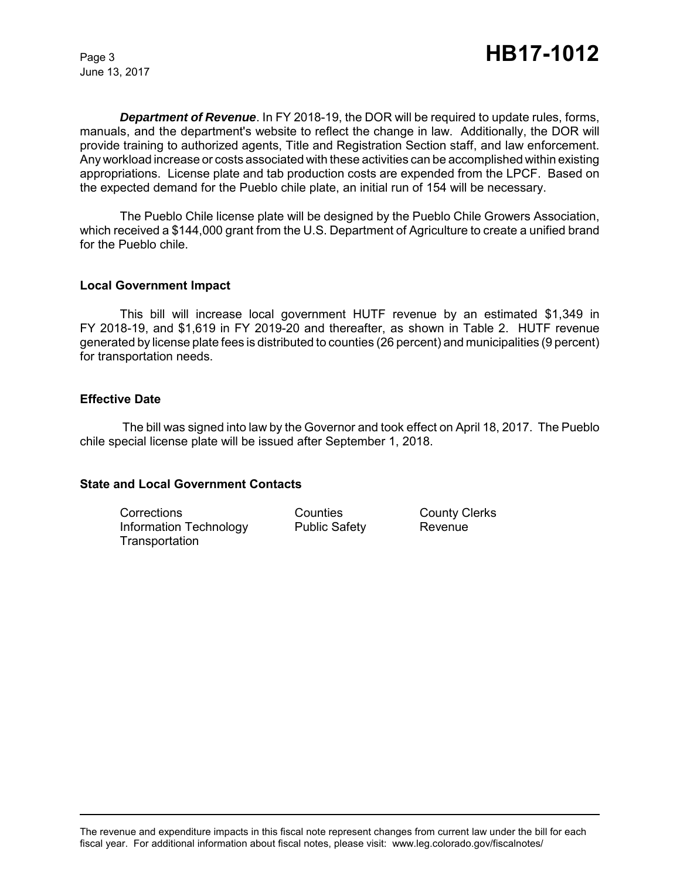***Department of Revenue***. In FY 2018-19, the DOR will be required to update rules, forms, manuals, and the department's website to reflect the change in law. Additionally, the DOR will provide training to authorized agents, Title and Registration Section staff, and law enforcement. Any workload increase or costs associated with these activities can be accomplished within existing appropriations. License plate and tab production costs are expended from the LPCF. Based on the expected demand for the Pueblo chile plate, an initial run of 154 will be necessary.

The Pueblo Chile license plate will be designed by the Pueblo Chile Growers Association, which received a $144,000 grant from the U.S. Department of Agriculture to create a unified brand for the Pueblo chile.

### Local Government Impact

This bill will increase local government HUTF revenue by an estimated $1,349 in FY 2018-19, and $1,619 in FY 2019-20 and thereafter, as shown in Table 2. HUTF revenue generated by license plate fees is distributed to counties (26 percent) and municipalities (9 percent) for transportation needs.

### Effective Date

The bill was signed into law by the Governor and took effect on April 18, 2017. The Pueblo chile special license plate will be issued after September 1, 2018.

### State and Local Government Contacts

| | | |
|---|---|---|
| Corrections | Counties | County Clerks |
| Information Technology | Public Safety | Revenue |
| Transportation | | |

The revenue and expenditure impacts in this fiscal note represent changes from current law under the bill for each fiscal year. For additional information about fiscal notes, please visit: www.leg.colorado.gov/fiscalnotes/